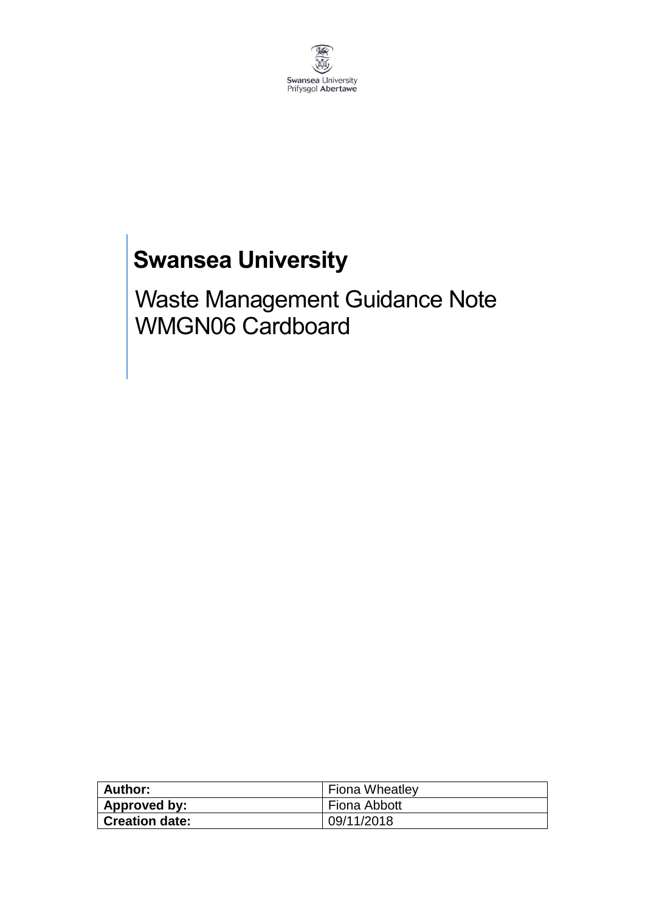Swansea University
Prifysgol Abertawe

# Swansea University

## Waste Management Guidance Note WMGN06 Cardboard

| Author: | Fiona Wheatley |
| --- | --- |
| Approved by: | Fiona Abbott |
| Creation date: | 09/11/2018 |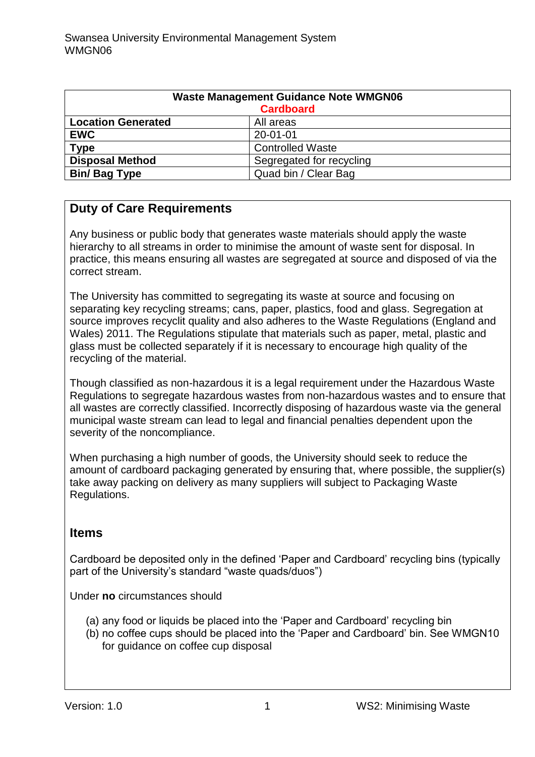| Waste Management Guidance Note WMGN06 Cardboard | |
|---|---|
| **Location Generated** | All areas |
| **EWC** | 20-01-01 |
| **Type** | Controlled Waste |
| **Disposal Method** | Segregated for recycling |
| **Bin/ Bag Type** | Quad bin / Clear Bag |

## Duty of Care Requirements

Any business or public body that generates waste materials should apply the waste hierarchy to all streams in order to minimise the amount of waste sent for disposal. In practice, this means ensuring all wastes are segregated at source and disposed of via the correct stream.

The University has committed to segregating its waste at source and focusing on separating key recycling streams; cans, paper, plastics, food and glass. Segregation at source improves recyclit quality and also adheres to the Waste Regulations (England and Wales) 2011. The Regulations stipulate that materials such as paper, metal, plastic and glass must be collected separately if it is necessary to encourage high quality of the recycling of the material.

Though classified as non-hazardous it is a legal requirement under the Hazardous Waste Regulations to segregate hazardous wastes from non-hazardous wastes and to ensure that all wastes are correctly classified. Incorrectly disposing of hazardous waste via the general municipal waste stream can lead to legal and financial penalties dependent upon the severity of the noncompliance.

When purchasing a high number of goods, the University should seek to reduce the amount of cardboard packaging generated by ensuring that, where possible, the supplier(s) take away packing on delivery as many suppliers will subject to Packaging Waste Regulations.

## Items

Cardboard be deposited only in the defined 'Paper and Cardboard' recycling bins (typically part of the University's standard "waste quads/duos")

Under **no** circumstances should

(a) any food or liquids be placed into the 'Paper and Cardboard' recycling bin
(b) no coffee cups should be placed into the 'Paper and Cardboard' bin. See WMGN10 for guidance on coffee cup disposal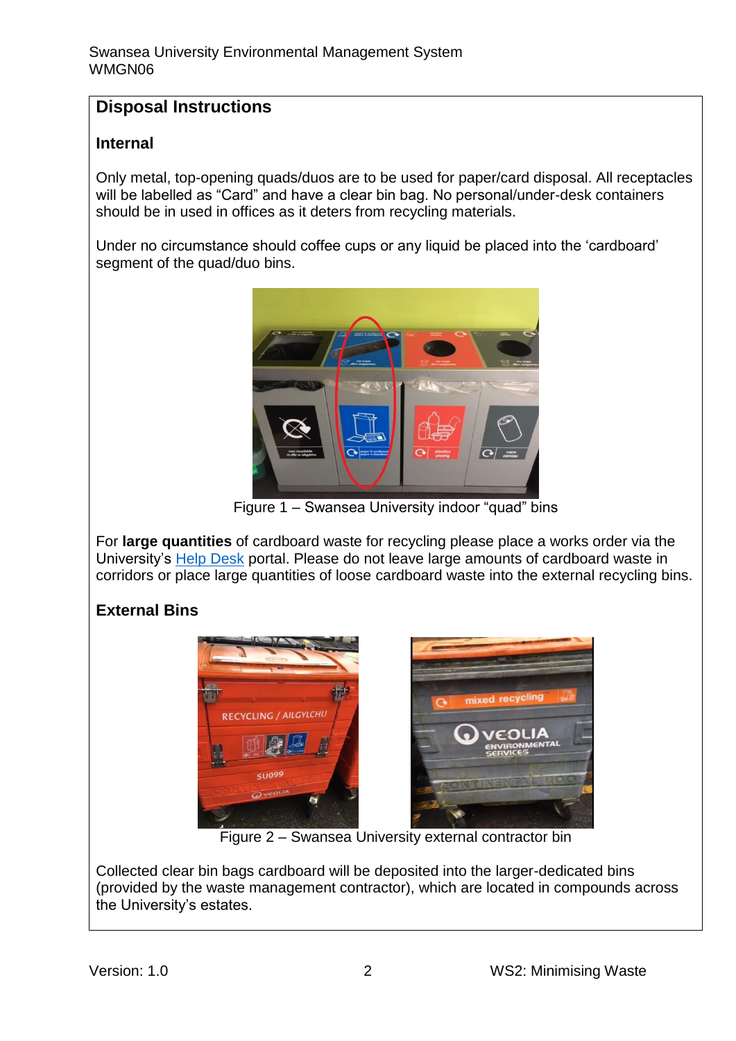## Disposal Instructions

### Internal

Only metal, top-opening quads/duos are to be used for paper/card disposal. All receptacles will be labelled as "Card" and have a clear bin bag. No personal/under-desk containers should be in used in offices as it deters from recycling materials.

Under no circumstance should coffee cups or any liquid be placed into the 'cardboard' segment of the quad/duo bins.

Figure 1 – Swansea University indoor "quad" bins

For **large quantities** of cardboard waste for recycling please place a works order via the University's Help Desk portal. Please do not leave large amounts of cardboard waste in corridors or place large quantities of loose cardboard waste into the external recycling bins.

### External Bins

Figure 2 – Swansea University external contractor bin

Collected clear bin bags cardboard will be deposited into the larger-dedicated bins (provided by the waste management contractor), which are located in compounds across the University's estates.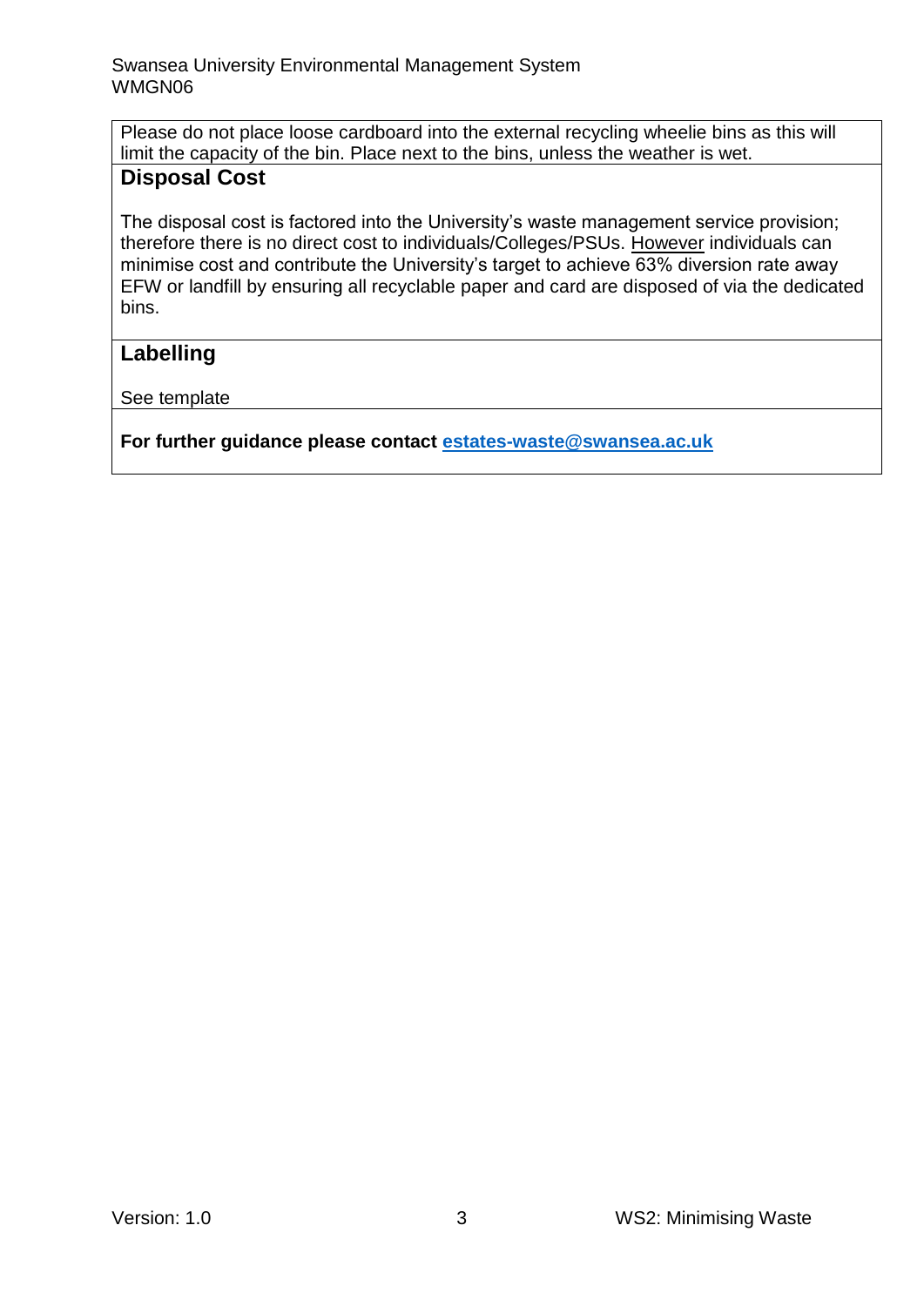Please do not place loose cardboard into the external recycling wheelie bins as this will limit the capacity of the bin. Place next to the bins, unless the weather is wet.

## Disposal Cost

The disposal cost is factored into the University's waste management service provision; therefore there is no direct cost to individuals/Colleges/PSUs. However individuals can minimise cost and contribute the University's target to achieve 63% diversion rate away EFW or landfill by ensuring all recyclable paper and card are disposed of via the dedicated bins.

## Labelling

See template

**For further guidance please contact estates-waste@swansea.ac.uk**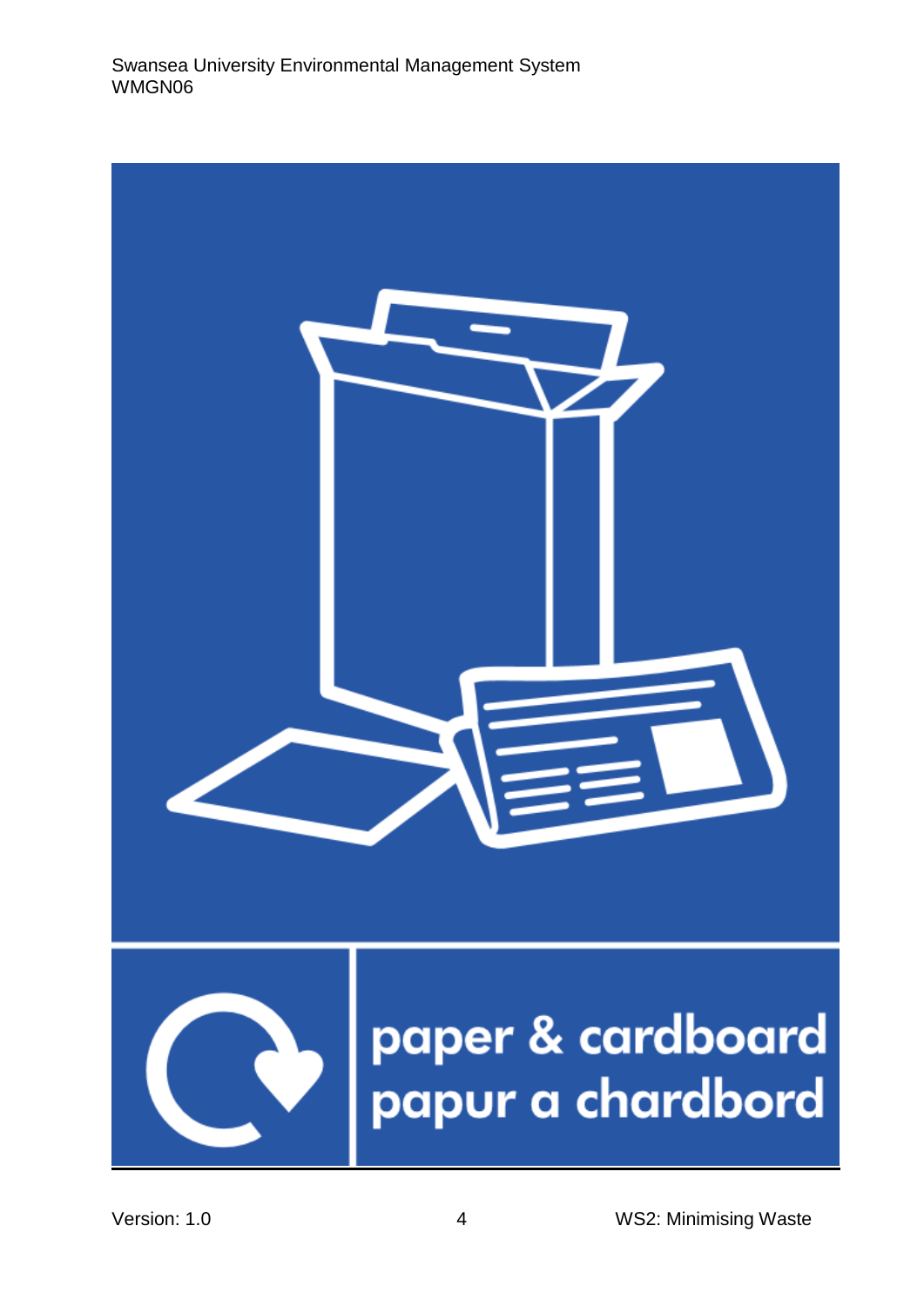paper & cardboard
papur a chardbord